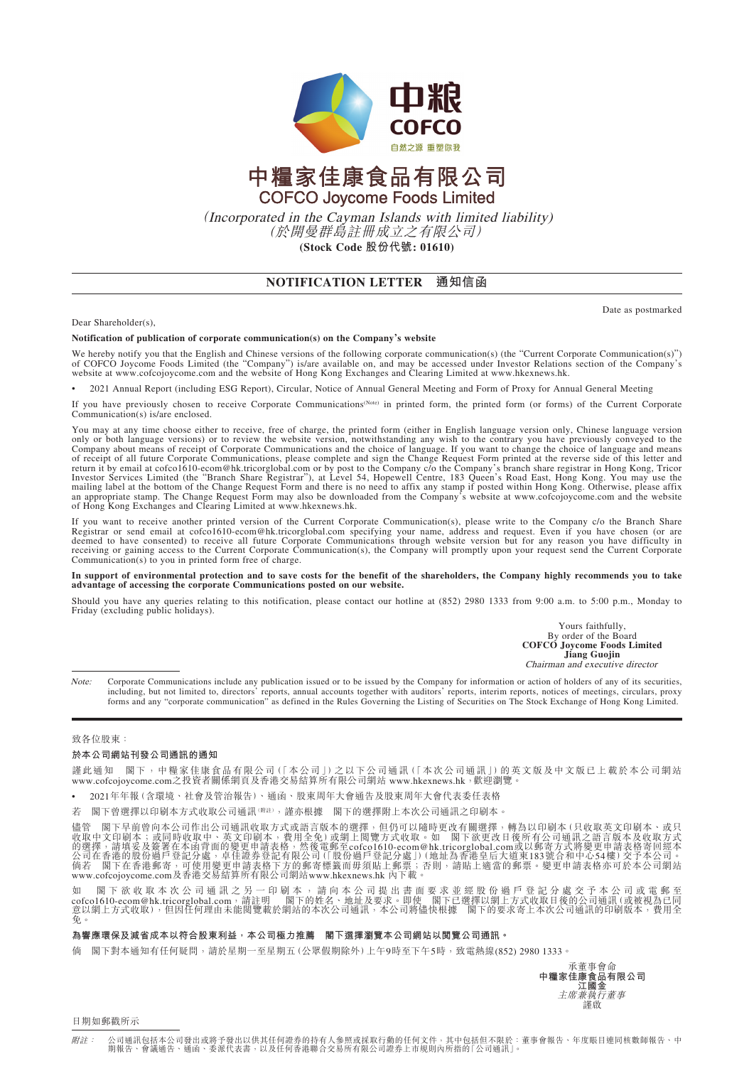中粮

COFCO

自然之源 重塑你我

# 中糧家佳康食品有限公司

# COFCO Joycome Foods Limited

*(Incorporated in the Cayman Islands with limited liability)*

*(於開曼群島註冊成立之有限公司)*

**(Stock Code 股份代號: 01610)**

## NOTIFICATION LETTER 通知信函

Date as postmarked

Dear Shareholder(s),

**Notification of publication of corporate communication(s) on the Company's website**

We hereby notify you that the English and Chinese versions of the following corporate communication(s) (the "Current Corporate Communication(s)") of COFCO Joycome Foods Limited (the "Company") is/are available on, and may be accessed under Investor Relations section of the Company's website at www.cofcojoycome.com and the website of Hong Kong Exchanges and Clearing Limited at www.hkexnews.hk.

- 2021 Annual Report (including ESG Report), Circular, Notice of Annual General Meeting and Form of Proxy for Annual General Meeting

If you have previously chosen to receive Corporate Communications(Note) in printed form, the printed form (or forms) of the Current Corporate Communication(s) is/are enclosed.

You may at any time choose either to receive, free of charge, the printed form (either in English language version only, Chinese language version only or both language versions) or to review the website version, notwithstanding any wish to the contrary you have previously conveyed to the Company about means of receipt of Corporate Communications and the choice of language. If you want to change the choice of language and means of receipt of all future Corporate Communications, please complete and sign the Change Request Form printed at the reverse side of this letter and return it by email at cofco1610-ecom@hk.tricorglobal.com or by post to the Company c/o the Company's branch share registrar in Hong Kong, Tricor Investor Services Limited (the "Branch Share Registrar"), at Level 54, Hopewell Centre, 183 Queen's Road East, Hong Kong. You may use the mailing label at the bottom of the Change Request Form and there is no need to affix any stamp if posted within Hong Kong. Otherwise, please affix an appropriate stamp. The Change Request Form may also be downloaded from the Company's website at www.cofcojoycome.com and the website of Hong Kong Exchanges and Clearing Limited at www.hkexnews.hk.

If you want to receive another printed version of the Current Corporate Communication(s), please write to the Company c/o the Branch Share Registrar or send email at cofco1610-ecom@hk.tricorglobal.com specifying your name, address and request. Even if you have chosen (or are deemed to have consented) to receive all future Corporate Communications through website version but for any reason you have difficulty in receiving or gaining access to the Current Corporate Communication(s), the Company will promptly upon your request send the Current Corporate Communication(s) to you in printed form free of charge.

**In support of environmental protection and to save costs for the benefit of the shareholders, the Company highly recommends you to take advantage of accessing the corporate Communications posted on our website.**

Should you have any queries relating to this notification, please contact our hotline at (852) 2980 1333 from 9:00 a.m. to 5:00 p.m., Monday to Friday (excluding public holidays).

Yours faithfully,
By order of the Board
**COFCO Joycome Foods Limited**
**Jiang Guojin**
*Chairman and executive director*

*Note:* Corporate Communications include any publication issued or to be issued by the Company for information or action of holders of any of its securities, including, but not limited to, directors' reports, annual accounts together with auditors' reports, interim reports, notices of meetings, circulars, proxy forms and any "corporate communication" as defined in the Rules Governing the Listing of Securities on The Stock Exchange of Hong Kong Limited.

---

致各位股東：

**於本公司網站刊發公司通訊的通知**

謹此通知 閣下，中糧家佳康食品有限公司（「本公司」）之以下公司通訊（「本次公司通訊」）的英文版及中文版已上載於本公司網站www.cofcojoycome.com之投資者關係網頁及香港交易及結算所有限公司網站 www.hkexnews.hk，歡迎瀏覽。

- 2021年年報（含環境、社會及管治報告）、通函、股東周年大會通告及股東周年大會代表委任表格

若 閣下曾選擇以印刷本方式收取公司通訊(附註)，謹亦根據 閣下的選擇附上本次公司通訊之印刷本。

儘管 閣下早前曾向本公司作出公司通訊收取方式或語言版本的選擇，但仍可以隨時更改有關選擇，轉為以印刷本（只收取英文印刷本、或只收取中文印刷本；或同時收取中、英文印刷本，費用全免）或網上閱覽方式收取。如 閣下欲更改日後所有公司通訊之語言版本及收取方式的選擇，請填妥及簽署在本函背面的變更申請表格，然後電郵至cofco1610-ecom@hk.tricorglobal.com或以郵寄方式將變更申請表格寄回經本公司在香港的股份過戶登記分處，卓佳證券登記有限公司（「股份過戶登記分處」）（地址為香港皇后大道東183號合和中心54樓）交予本公司。倘若 閣下在香港郵寄，可使用變更申請表格下方的郵寄標籤而毋須貼上郵票；否則，請貼上適當的郵票。變更申請表格亦可於本公司網站www.cofcojoycome.com及香港交易及結算所有限公司網站www.hkexnews.hk 內下載。

如 閣下欲收取本次公司通訊之另一印刷本，請向本公司提出書面要求並經股份過戶登記分處交予本公司或電郵至cofco1610-ecom@hk.tricorglobal.com，請註明 閣下的姓名、地址及要求。即使 閣下已選擇以網上方式收取日後的公司通訊（或被視為已同意以網上方式收取），但因任何理由未能閱覽載於網站的本次公司通訊，本公司將儘快根據 閣下的要求寄上本次公司通訊的印刷版本，費用全免。

**為響應環保及減省成本以符合股東利益，本公司極力推薦 閣下選擇瀏覽本公司網站以閱覽公司通訊。**

倘 閣下對本通知有任何疑問，請於星期一至星期五（公眾假期除外）上午9時至下午5時，致電熱線(852) 2980 1333。

承董事會命
**中糧家佳康食品有限公司**
**江國金**
*主席兼執行董事*
謹啟

日期如郵戳所示

*附註：* 公司通訊包括本公司發出或將予發出以供其任何證券的持有人參照或採取行動的任何文件，其中包括但不限於：董事會報告、年度賬目連同核數師報告、中期報告、會議通告、通函、委派代表書，以及任何香港聯合交易所有限公司證券上市規則內所指的「公司通訊」。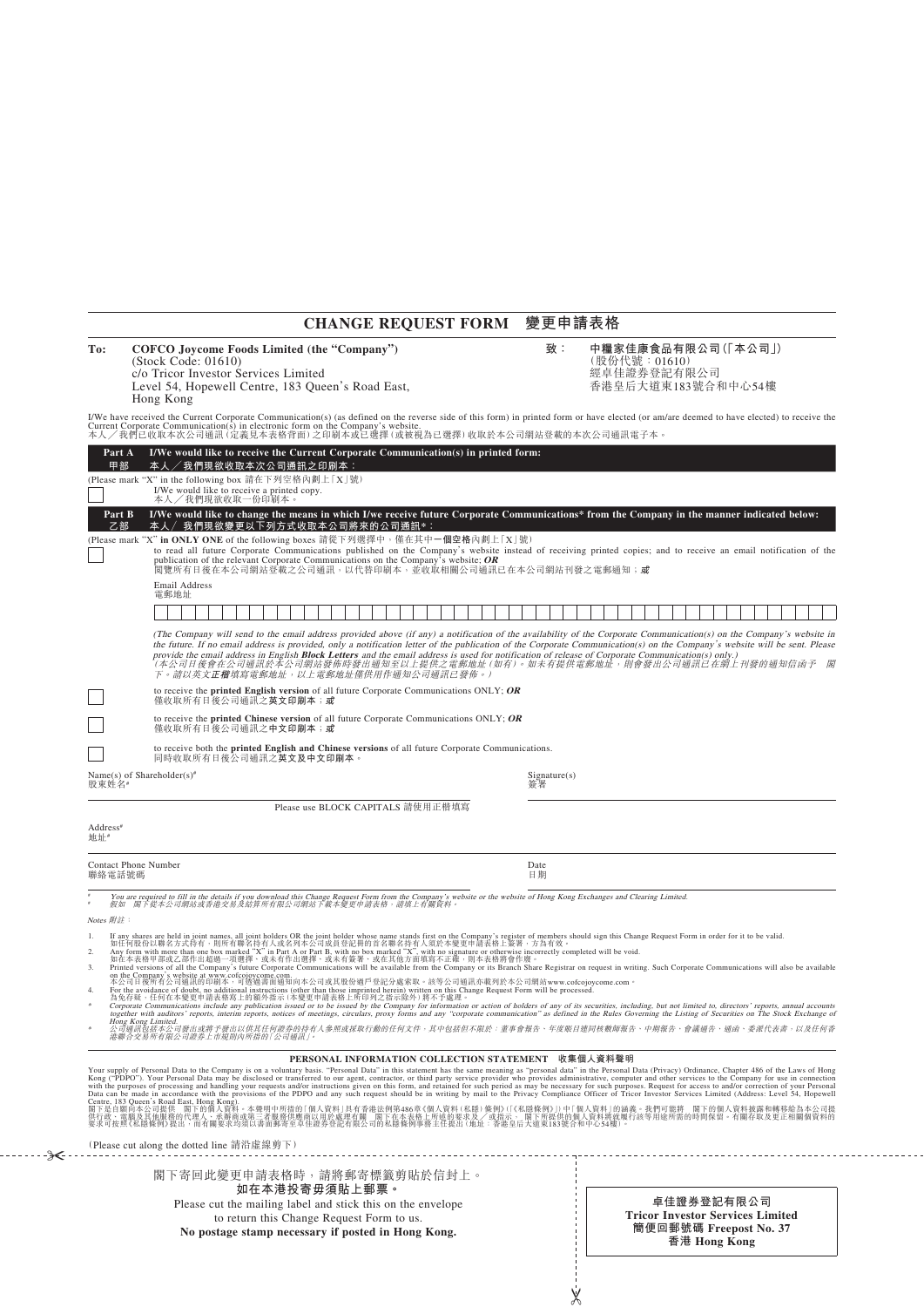# CHANGE REQUEST FORM 變更申請表格

**To:** **COFCO Joycome Foods Limited (the "Company")**
(Stock Code: 01610)
c/o Tricor Investor Services Limited
Level 54, Hopewell Centre, 183 Queen's Road East,
Hong Kong

**致：** **中糧家佳康食品有限公司（「本公司」）**
（股份代號：01610）
經卓佳證券登記有限公司
香港皇后大道東183號合和中心54樓

I/We have received the Current Corporate Communication(s) (as defined on the reverse side of this form) in printed form or have elected (or am/are deemed to have elected) to receive the Current Corporate Communication(s) in electronic form on the Company's website.
本人／我們已收取本次公司通訊（定義見本表格背面）之印刷本或已選擇（或被視為已選擇）收取於本公司網站登載的本次公司通訊電子本。

**Part A 甲部** **I/We would like to receive the Current Corporate Communication(s) in printed form:**
**本人／我們現欲收取本次公司通訊之印刷本：**

(Please mark "X" in the following box 請在下列空格內劃上「X」號)

☐ I/We would like to receive a printed copy.
本人／我們現欲收取一份印刷本。

**Part B 乙部** **I/We would like to change the means in which I/we receive future Corporate Communications\* from the Company in the manner indicated below:**
**本人／我們現欲變更以下列方式收取本公司將來的公司通訊\*：**

(Please mark "X" **in ONLY ONE** of the following boxes 請從下列選擇中，僅在其中**一個空格**內劃上「X」號)

☐ to read all future Corporate Communications published on the Company's website instead of receiving printed copies; and to receive an email notification of the publication of the relevant Corporate Communications on the Company's website; ***OR***
閱覽所有日後在本公司網站登載之公司通訊，以代替印刷本，並收取相關公司通訊已在本公司網站刊發之電郵通知；***或***

Email Address
電郵地址

(The Company will send to the email address provided above (if any) a notification of the availability of the Corporate Communication(s) on the Company's website in the future. If no email address is provided, only a notification letter of the publication of the Corporate Communication(s) on the Company's website will be sent. Please provide the email address in English ***Block Letters*** and the email address is used for notification of release of Corporate Communication(s) only.)
（本公司日後會在公司通訊於本公司網站發佈時發出通知至以上提供之電郵地址（如有）。如未有提供電郵地址，則會發出公司通訊已在網上刊發的通知信函予　閣下。請以英文***正楷***填寫電郵地址，以上電郵地址僅供用作通知公司通訊已發佈。）

☐ to receive the **printed English version** of all future Corporate Communications ONLY; ***OR***
僅收取所有日後公司通訊之**英文印刷本**；***或***

☐ to receive the **printed Chinese version** of all future Corporate Communications ONLY; ***OR***
僅收取所有日後公司通訊之**中文印刷本**；***或***

☐ to receive both the **printed English and Chinese versions** of all future Corporate Communications.
同時收取所有日後公司通訊之**英文及中文印刷本**。

Name(s) of Shareholder(s)#
股東姓名#

Please use BLOCK CAPITALS 請使用正楷填寫

Signature(s)
簽署

Address#
地址#

Contact Phone Number
聯絡電話號碼

Date
日期

# *You are required to fill in the details if you download this Change Request Form from the Company's website or the website of Hong Kong Exchanges and Clearing Limited.*
# 假如　閣下從本公司網站或香港交易及結算所有限公司網站下載本變更申請表格，請填上有關資料。

*Notes 附註：*

1. If any shares are held in joint names, all joint holders OR the joint holder whose name stands first on the Company's register of members should sign this Change Request Form in order for it to be valid.
如任何股份以聯名方式持有，則所有聯名持有人或列本公司成員登記冊的首名聯名持有人須於本變更申請表格上簽署，方為有效。
2. Any form with more than one box marked "X" in Part A or Part B, with no box marked "X", with no signature or otherwise incorrectly completed will be void.
如在本表格甲部或乙部作出超過一項選擇，或未有作出選擇，或未有簽署，或在其他方面填寫不正確，則本表格將會作廢。
3. Printed versions of all the Company's future Corporate Communications will be available from the Company or its Branch Share Registrar on request in writing. Such Corporate Communications will also be available on the Company's website at www.cofcojoycome.com.
本公司日後所有公司通訊的印刷本，可透過書面通知本公司或其股份過戶登記分處索取。該等公司通訊亦載列於本公司網站www.cofcojoycome.com。
4. For the avoidance of doubt, no additional instructions (other than those imprinted herein) written on this Change Request Form will be processed.
為免存疑，任何在本變更申請表格上的額外指示（本變更申請表格上所印列之指示除外）將不予處理。

\* *Corporate Communications include any publication issued or to be issued by the Company for information or action of holders of any of its securities, including, but not limited to, directors' reports, annual accounts together with auditors' reports, interim reports, notices of meetings, circulars, proxy forms and any "corporate communication" as defined in the Rules Governing the Listing of Securities on The Stock Exchange of Hong Kong Limited.*
\* 公司通訊包括本公司發出或將予發出以供其任何證券的持有人參照或採取行動的任何文件，其中包括但不限於：董事會報告、年度賬目連同核數師報告、中期報告、會議通告、通函、委派代表書，以及任何香港聯合交易所有限公司證券上市規則內所指的「公司通訊」。

## PERSONAL INFORMATION COLLECTION STATEMENT 收集個人資料聲明

Your supply of Personal Data to the Company is on a voluntary basis. "Personal Data" in this statement has the same meaning as "personal data" in the Personal Data (Privacy) Ordinance, Chapter 486 of the Laws of Hong Kong ("PDPO"). Your Personal Data may be disclosed or transferred to our agent, contractor, or third party service provider who provides administrative, computer and other services to the Company for use in connection with the purposes of processing and handling your requests and/or instructions given on this form, and retained for such period as may be necessary for such purposes. Request for access to and/or correction of your Personal Data can be made in accordance with the provisions of the PDPO and any such request should be in writing by mail to the Privacy Compliance Officer of Tricor Investor Services Limited (Address: Level 54, Hopewell Centre, 183 Queen's Road East, Hong Kong).
閣下是自願向本公司提供　閣下的個人資料。本聲明中所指的「個人資料」具有香港法例第486章《個人資料（私隱）條例》（「《私隱條例》」）中「個人資料」的涵義。我們可能將　閣下的個人資料披露和轉移給為本公司提供行政、電腦及其他服務的代理人、承辦商或第三者服務供應商以用於處理有關　閣下在本表格上所述的要求及／或指示。　閣下所提供的個人資料將就履行該等用途所需的時間保留。有關存取及更正相關個人資料的要求可按照《私隱條例》提出，而有關要求均須以書面郵寄至卓佳證券登記有限公司的私隱條例事務主任提出（地址：香港皇后大道東183號合和中心54樓）。

(Please cut along the dotted line 請沿虛線剪下)

閣下寄回此變更申請表格時，請將郵寄標籤剪貼於信封上。
**如在本港投寄毋須貼上郵票。**
Please cut the mailing label and stick this on the envelope to return this Change Request Form to us.
**No postage stamp necessary if posted in Hong Kong.**

**卓佳證券登記有限公司**
**Tricor Investor Services Limited**
**簡便回郵號碼 Freepost No. 37**
**香港 Hong Kong**